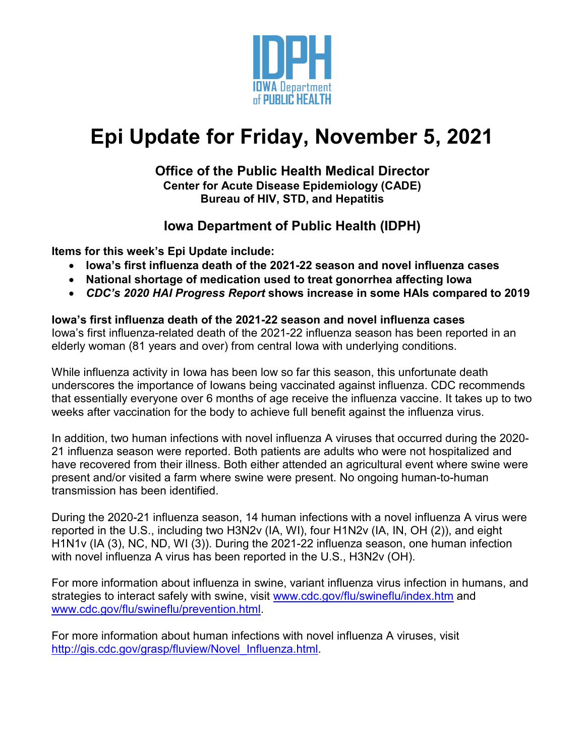# Epi Update for Friday, November 5, 2021

**Office of the Public Health Medical Director**
**Center for Acute Disease Epidemiology (CADE)**
**Bureau of HIV, STD, and Hepatitis**

**Iowa Department of Public Health (IDPH)**

**Items for this week's Epi Update include:**

- **Iowa's first influenza death of the 2021-22 season and novel influenza cases**
- **National shortage of medication used to treat gonorrhea affecting Iowa**
- ***CDC's 2020 HAI Progress Report* shows increase in some HAIs compared to 2019**

**Iowa's first influenza death of the 2021-22 season and novel influenza cases**

Iowa's first influenza-related death of the 2021-22 influenza season has been reported in an elderly woman (81 years and over) from central Iowa with underlying conditions.

While influenza activity in Iowa has been low so far this season, this unfortunate death underscores the importance of Iowans being vaccinated against influenza. CDC recommends that essentially everyone over 6 months of age receive the influenza vaccine. It takes up to two weeks after vaccination for the body to achieve full benefit against the influenza virus.

In addition, two human infections with novel influenza A viruses that occurred during the 2020-21 influenza season were reported. Both patients are adults who were not hospitalized and have recovered from their illness. Both either attended an agricultural event where swine were present and/or visited a farm where swine were present. No ongoing human-to-human transmission has been identified.

During the 2020-21 influenza season, 14 human infections with a novel influenza A virus were reported in the U.S., including two H3N2v (IA, WI), four H1N2v (IA, IN, OH (2)), and eight H1N1v (IA (3), NC, ND, WI (3)). During the 2021-22 influenza season, one human infection with novel influenza A virus has been reported in the U.S., H3N2v (OH).

For more information about influenza in swine, variant influenza virus infection in humans, and strategies to interact safely with swine, visit www.cdc.gov/flu/swineflu/index.htm and www.cdc.gov/flu/swineflu/prevention.html.

For more information about human infections with novel influenza A viruses, visit http://gis.cdc.gov/grasp/fluview/Novel_Influenza.html.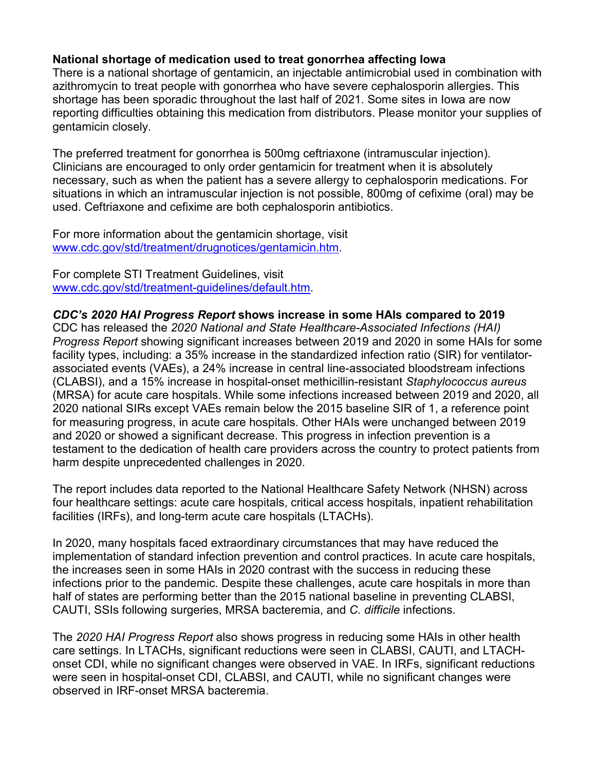**National shortage of medication used to treat gonorrhea affecting Iowa**

There is a national shortage of gentamicin, an injectable antimicrobial used in combination with azithromycin to treat people with gonorrhea who have severe cephalosporin allergies. This shortage has been sporadic throughout the last half of 2021. Some sites in Iowa are now reporting difficulties obtaining this medication from distributors. Please monitor your supplies of gentamicin closely.

The preferred treatment for gonorrhea is 500mg ceftriaxone (intramuscular injection). Clinicians are encouraged to only order gentamicin for treatment when it is absolutely necessary, such as when the patient has a severe allergy to cephalosporin medications. For situations in which an intramuscular injection is not possible, 800mg of cefixime (oral) may be used. Ceftriaxone and cefixime are both cephalosporin antibiotics.

For more information about the gentamicin shortage, visit [www.cdc.gov/std/treatment/drugnotices/gentamicin.htm](http://www.cdc.gov/std/treatment/drugnotices/gentamicin.htm).

For complete STI Treatment Guidelines, visit [www.cdc.gov/std/treatment-guidelines/default.htm](http://www.cdc.gov/std/treatment-guidelines/default.htm).

***CDC's 2020 HAI Progress Report* shows increase in some HAIs compared to 2019**

CDC has released the *2020 National and State Healthcare-Associated Infections (HAI) Progress Report* showing significant increases between 2019 and 2020 in some HAIs for some facility types, including: a 35% increase in the standardized infection ratio (SIR) for ventilator-associated events (VAEs), a 24% increase in central line-associated bloodstream infections (CLABSI), and a 15% increase in hospital-onset methicillin-resistant *Staphylococcus aureus* (MRSA) for acute care hospitals. While some infections increased between 2019 and 2020, all 2020 national SIRs except VAEs remain below the 2015 baseline SIR of 1, a reference point for measuring progress, in acute care hospitals. Other HAIs were unchanged between 2019 and 2020 or showed a significant decrease. This progress in infection prevention is a testament to the dedication of health care providers across the country to protect patients from harm despite unprecedented challenges in 2020.

The report includes data reported to the National Healthcare Safety Network (NHSN) across four healthcare settings: acute care hospitals, critical access hospitals, inpatient rehabilitation facilities (IRFs), and long-term acute care hospitals (LTACHs).

In 2020, many hospitals faced extraordinary circumstances that may have reduced the implementation of standard infection prevention and control practices. In acute care hospitals, the increases seen in some HAIs in 2020 contrast with the success in reducing these infections prior to the pandemic. Despite these challenges, acute care hospitals in more than half of states are performing better than the 2015 national baseline in preventing CLABSI, CAUTI, SSIs following surgeries, MRSA bacteremia, and *C. difficile* infections.

The *2020 HAI Progress Report* also shows progress in reducing some HAIs in other health care settings. In LTACHs, significant reductions were seen in CLABSI, CAUTI, and LTACH-onset CDI, while no significant changes were observed in VAE. In IRFs, significant reductions were seen in hospital-onset CDI, CLABSI, and CAUTI, while no significant changes were observed in IRF-onset MRSA bacteremia.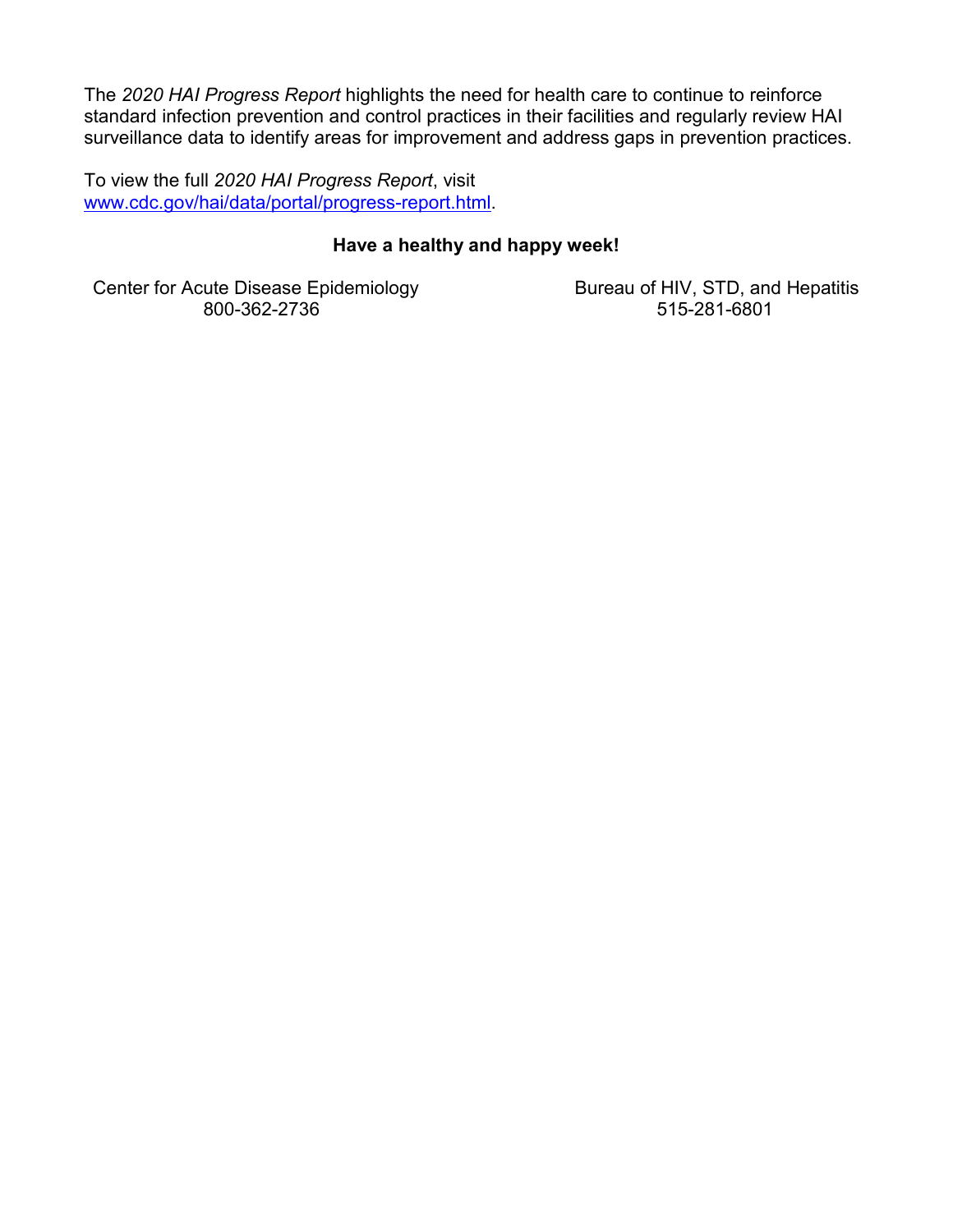The *2020 HAI Progress Report* highlights the need for health care to continue to reinforce standard infection prevention and control practices in their facilities and regularly review HAI surveillance data to identify areas for improvement and address gaps in prevention practices.

To view the full *2020 HAI Progress Report*, visit [www.cdc.gov/hai/data/portal/progress-report.html](http://www.cdc.gov/hai/data/portal/progress-report.html).

**Have a healthy and happy week!**

Center for Acute Disease Epidemiology
800-362-2736

Bureau of HIV, STD, and Hepatitis
515-281-6801